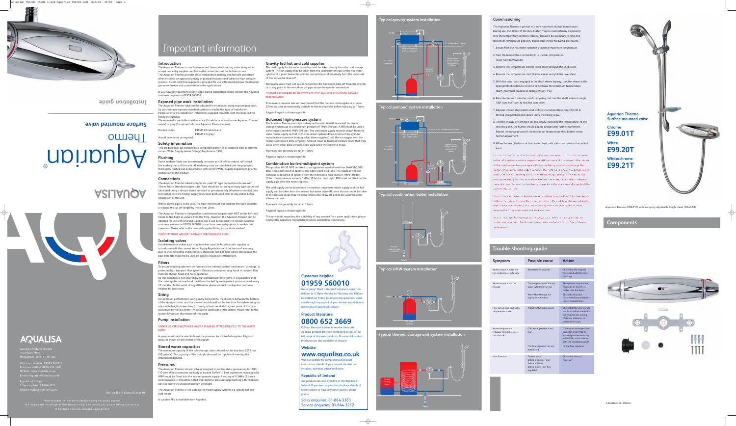# Aquarian Thermo

## Surface mounted valve

## Installation guide

AQUALISA

Aqualisa Products Limited
The Flyer's Way
Westerham Kent TN16 1DE

Customer helpline: 01959 560010
Brochure Hotline: 0800 652 3669
Website: www.aqualisa.co.uk
Email: enquiries@aqualisa.co.uk

Republic of Ireland
Sales enquiries: 01-864-3363
Service enquiries: 01-864-3212

Part No:197703 Issue 02 Mar 10

Please note that calls may be recorded for training and quality purposes
The company reserves the right to alter, change or modify the product specifications without prior warning.
® Registered Trademark Aqualisa Products Limited

# Important information

### Introduction

The Aquarian Thermo is a surface mounted thermostatic mixing valve designed to accept rear entry supplies and has outlet connections at the bottom or rear. The Aquarian Thermo provides close temperature stability and full safe protection when installed on approved gravity or pumped systems and balanced high pressure systems. A cold inlet flow regulator is provided for use with instantaneous (multipoint) gas water heater and combination boiler applications.

If you have any questions at any stage during installation please contact the Aqualisa customer helpline on 01959 560010.

### Exposed pipe work installation

The Aquarian Thermo valve can be adapted for installation using exposed pipe work by purchasing a separate manifold system to enable this type of installation. Please refer to the installation instructions supplied complete with the manifold for fitting instructions.
The manifold is available in either white (for white or white/chrome Aquarian Thermo valves) or grey (for use with chrome Aquarian Thermo valves).

Product codes: E99MF.20 (white) and E99MF.01 (grey)

should be ordered as required.

### Safety information

This product must be installed by a competent person in accordance with all relevant current Water Supply (water fittings) Regulations 1999.

### Flushing

Some modern fluxes can be extremely corrosive and, if left in contact, will attack the working parts of this unit. All soldering must be completed and the pipe work thoroughly flushed out in accordance with current Water Supply Regulations prior to connection of the product.

### Connections

The Aquarian Thermo valve incorporates 'push fit' type connections for use with 15mm British Standard copper tube. Tube should be cut using a rotary type cutter and lubricated using a silicone based lubricant or petroleum jelly (Vaseline or similar) prior to insertion into the fitting. Supply lines must be flushed clear of any debris before installation of the unit.

Where plastic pipe is to be used, the tube insert must not increase the tube diameter or extend the cut off length by more than 2mm.

The Aquarian Thermo is designed for conventional supplies with HOT on the Left and COLD on the Right as viewed from the front. However, the Aquarian Thermo can be adapted for use with reversed supplies, but it will be necessary to contact Aqualisa customer services on 01959 560010 to purchase reversed graphics to enable this operation. Please refer to the reversed supplies fitting instructions overleaf.

THESE FITTINGS ARE NOT SUITABLE FOR STAINLESS STEEL

### Isolating valves

Suitable isolation valves such as gate valves must be fitted to both supplies in accordance with the current Water Supply Regulations and our terms of warranty. Due to their restrictive characteristics, stopcocks and ball type valves that reduce the pipe bore size must not be used on gravity or pumped installations.

### Filters

To ensure ongoing optimum performance the internal control mechanism 'cartridge' is protected by a two-part filter system. Debris accumulation may result in reduced flow from the shower head and noisy operation.
As the condition is not covered by our standard warranty terms, it is suggested that the cartridge be removed and the filters checked by a competent person at least every 12 months . In the event of any difficulties please contact the Aqualisa customer helpline for assistance.

### Siting

For optimum performance, with gravity fed systems, the distance between the bottom of the storage cistern and the shower head should not be less than 1m (when using an adjustable height shower head). If using a fixed head, the highest point of the pipe work must be not less than 1m below the underside of the cistern. Please refer to the system layouts on the reverse of this guide.

### Pump installation

UNDER NO CIRCUMSTANCES MUST A PUMP BE FITTED DIRECTLY TO THE WATER MAIN

A pump must only be used to boost the pressure from tank-fed supplies. A typical layout is shown on the reverse of this guide.

### Stored water capacities

The minimum capacity of the cold storage cistern should not be less than 225 litres (50 gallons). The capacity of the hot cylinder must be capable of meeting the anticipated demand.

### Pressures

The Aquarian Thermo shower valve is designed to control static pressure up to 1MPa (10 bar). Where pressures are likely to exceed 1MPa (10 bar), a pressure reducing valve (PRV) must be fitted into the incoming mains supply. A setting of 0.3MPa (3 bar) is recommended. It should be noted that daytime pressures approaching 0.8MPa (8 bar) can rise above the stated maximum overnight.

The Aquarian Thermo is not suitable for mixed supply systems e.g. gravity hot and cold mains.

A suitable PRV is available from Aqualisa.

### Gravity fed hot and cold supplies

The cold supply for the valve essentially must be taken directly from the cold storage system. The hot supply may be taken from the vent/draw off pipe of the hot water cylinder at a point below the cylinder connection or alternatively from the underside of the horizontal draw off.

Rising pipe work must not be connected into the horizontal draw-off from the cylinder or to any point in the vent/draw off pipe above the cylinder connection.

CYLINDER TEMPERATURE IN EXCESS OF 65°C MAY RESULT IN POOR SHOWER PERFORMANCE

To minimise pressure loss we recommend that the hot and cold supplies are run in 22mm as close as reasonably possible to the mixing valve before reducing to 15mm.

A typical layout is shown opposite.

### Balanced high-pressure system

The Aquarian Thermo cartridge is designed to operate with unvented hot water storage systems up to a maximum pressure of 1MPa (10 bar). A PRV must be used if either supply exceeds 1MPa (10 bar). The cold water supply must be drawn from the same mains supply as that to the hot water system (down stream of the cylinder manufacturers pressure limiting valve, where supplied) and the hot supply from the nearest convenient draw off point. Account must be taken of pressure drops that may occur when other draw-off points are used while the shower is in use.

Pipe work can generally be run in 15mm.

A typical layout is shown opposite.

### Combination boiler/multipoint system

This product MUST NOT be fitted to an appliance rated at less than 24kW (80,000 Btu). This is sufficient to operate one outlet point at a time. The Aquarian Thermo cartridge is designed to operate from the mains at a maximum of 1MPa (10 bar). If the mains pressure exceeds 1MPa (10 bar) a 'drop tight' PRV must be fitted on the supply pipe after the main stopcock.

The cold supply can be taken from the nearest convenient mains supply and the hot supply can be taken from the nearest hot water draw-off point. Account must be taken of the pressure drops that will occur when other draw-off points are used while the shower is in use.

Pipe work can generally be run in 15mm.

A typical layout is shown opposite.

If in any doubt regarding the suitability of any product for a given application, please contact the appliance manufacturer before installation commences.

### Customer helpline

## 01959 560010

Got a query? Need a stockist? helpline is open from 8.00am to 5.30pm Monday to Thursday and 8.00am to 5.00pm on Friday, to answer any questions, guide you through any aspect of your shower installation or advise you of your nearest stockist.

### Product literature

## 0800 652 3669

Call our literature hotline to receive the latest Aqualisa product brochure containing details of our full range of domestic products. Commercial product brochures are also available on request.

### Website

## www.aqualisa.co.uk

Visit our website for comprehensive product information, details of your nearest stockist and installers, technical advice and more.

### Republic of Ireland

Our products are also available in the Republic of Ireland. If you need any technical advice, details of local stockists or have any other queries, please phone:

Sales enquiries: 01-864-3363
Service enquiries: 01-864-3212

### Typical gravity system installation

Supply
Underside of cistern
Vent and draw-off pipe to hot water
Cold feed to cylinder
Highest point must be below underside of cistern
Hot water cylinder

### Typical pumped system installation

Supply
Underside of cistern
Vent and draw-off pipe to hot water
Cold feed to cylinder
Highest point must be below underside of cistern
Hot water cylinder

### Typical combination boiler installation

Pressure reducing valve if required
Supply

### Typical UHW system installation

Supply
Hot water cylinder

### Typical thermal storage unit system installation

Central heating boiler
Supply

### Commissioning

The Aquarian Thermo is pre-set to a safe maximum shower temperature. During use, the action of the stop button may be overridden by depressing it as the temperature control is rotated. Should it be necessary to reset the maximum temperature position, please observe the following procedures.

1. Ensure that the hot water system is at normal maximum temperature.
2. Turn the temperature control lever to the full cold position (lever fully downwards).
3. Remove the temperature control fixing screw and pull the knob clear.
4. Remove the temperature control lever screws and pull the lever clear.
5. With the cam tooth engaged in the shaft sleeve keyway, turn the sleeve in the appropriate direction to increase or decrease the maximum temperature. (Each increment equates to approximately 1°C).
6. Relocate the cam into the cam locking ring and turn the shaft sleeve through 180° (one half turn) to lock the cam down.
7. Depress the red stop button and replace the temperature control knob in the full cold position and secure using the fixing screw.
8. Test the shower by turning it on and slowly increasing the temperature. At the selected point, the button should pop up and prevent further movement. Repeat the above process if the maximum temperature stop button needs further adjustment.
9. When the stop button is at the desired limit, refit the screw cover in the control knob.

## Trouble shooting guide

| Symptom | Possible cause | Action |
| --- | --- | --- |
| Water output is either all hot or all cold, or cold only | Reversed inlet supplies | Check that the supplies correspond with the inlet markings |
| Water output is not hot enough | The temperature of the hot water cylinder is too low | The cylinder temperature should be at least 15°c hotter than the blend |
| | Water flow through the appliance is too fast | Check the flow rate recommendations with the heater manufacturer |
| Flow rate is poor and water temperature is low | Airlock in the water supply | Check that the pipe work is laid in accordance with the correct practices paying particular attention to potential air-traps |
| Water temperature regularly swings between hot and cold | Cold water pressure is too high | If the static water pressure exceeds 10 bar (100 psi) install a pressure reducing valve (PRV) in accordance with the installation guide |
| | The flow regulator has not been fitted | Fit the flow regulator |
| Poor flow rate | Twisted hose<br>Debris in shower head<br>Debris in filters<br>Debris in cold inlet flow regulator | Check and clean as necessary |

Aquarian Thermo
Surface mounted valve

Chrome
**E99.01T**

White
**E99.20T**

White/chrome
**E99.21T**

Aquarian Thermo (E99.01T) with Varispray adjustable height head (99.40.01)

## Components

Literature not shown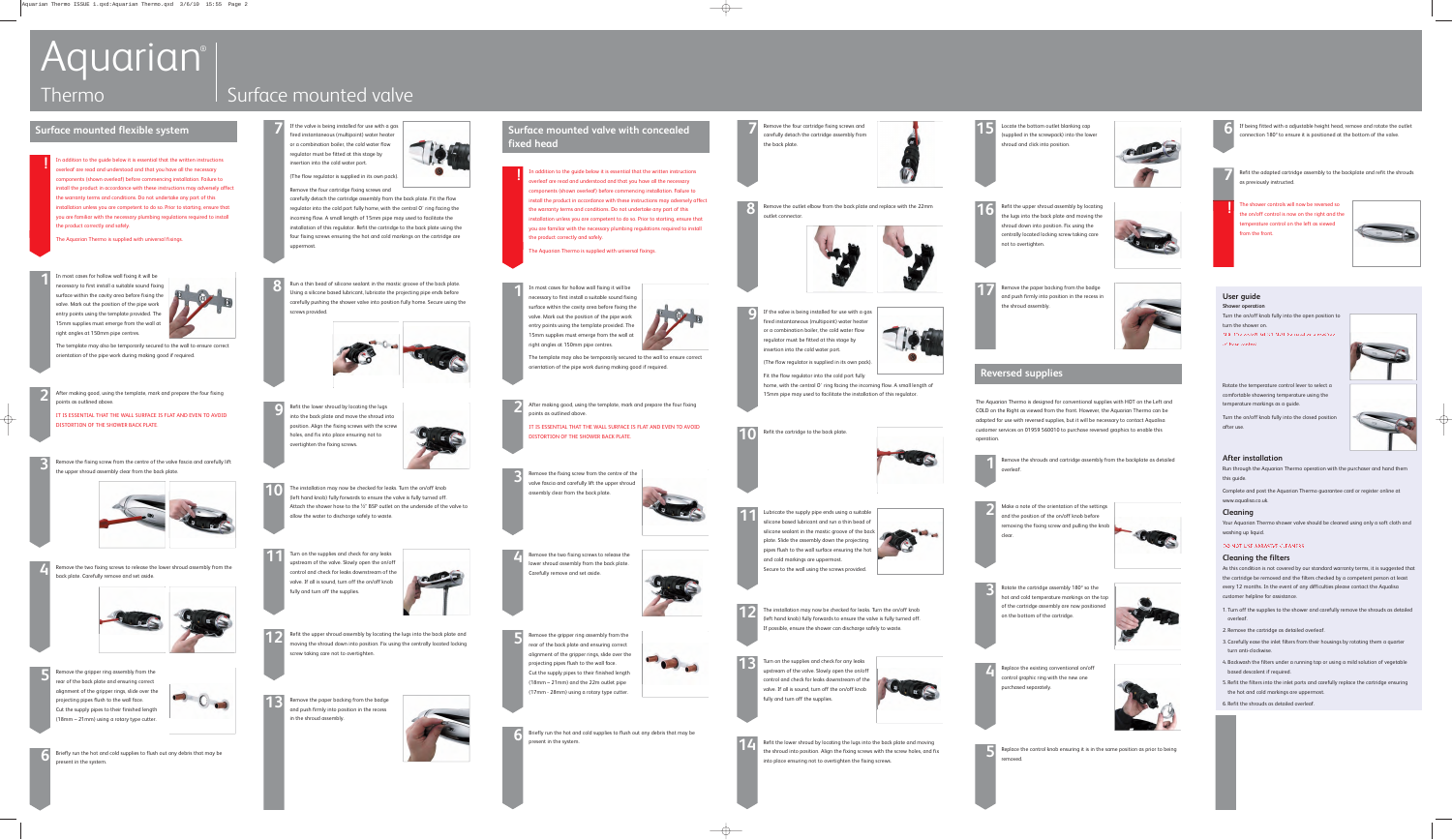# Aquarian®

Thermo

## Surface mounted valve

## Surface mounted flexible system

In addition to the guide below it is essential that the written instructions overleaf are read and understood and that you have all the necessary components (shown overleaf) before commencing installation. Failure to install the product in accordance with these instructions may adversely affect the warranty terms and conditions. Do not undertake any part of this installation unless you are competent to do so. Prior to starting, ensure that you are familiar with the necessary plumbing regulations required to install the product correctly and safely.

The Aquarian Thermo is supplied with universal fixings.

**1** In most cases for hollow wall fixing it will be necessary to first install a suitable sound fixing surface within the cavity area before fixing the valve. Mark out the position of the pipe work entry points using the template provided. The 15mm supplies must emerge from the wall at right angles at 150mm pipe centres.

The template may also be temporarily secured to the wall to ensure correct orientation of the pipe work during making good if required.

**2** After making good, using the template, mark and prepare the four fixing points as outlined above.

IT IS ESSENTIAL THAT THE WALL SURFACE IS FLAT AND EVEN TO AVOID DISTORTION OF THE SHOWER BACK PLATE.

**3** Remove the fixing screw from the centre of the valve fascia and carefully lift the upper shroud assembly clear from the back plate.

**4** Remove the two fixing screws to release the lower shroud assembly from the back plate. Carefully remove and set aside.

**5** Remove the gripper ring assembly from the rear of the back plate and ensuring correct alignment of the gripper rings, slide over the projecting pipes flush to the wall face. Cut the supply pipes to their finished length (18mm – 21mm) using a rotary type cutter.

**6** Briefly run the hot and cold supplies to flush out any debris that may be present in the system.

**7** If the valve is being installed for use with a gas fired instantaneous (multipoint) water heater or a combination boiler, the cold water flow regulator must be fitted at this stage by insertion into the cold water port.

(The flow regulator is supplied in its own pack).

Remove the four cartridge fixing screws and carefully detach the cartridge assembly from the back plate. Fit the flow regulator into the cold port fully home, with the central 'O' ring facing the incoming flow. A small length of 15mm pipe may used to facilitate the installation of this regulator. Refit the cartridge to the back plate using the four fixing screws ensuring the hot and cold markings on the cartridge are uppermost.

**8** Run a thin bead of silicone sealant in the mastic groove of the back plate. Using a silicone based lubricant, lubricate the projecting pipe ends before carefully pushing the shower valve into position fully home. Secure using the screws provided.

**9** Refit the lower shroud by locating the lugs into the back plate and move the shroud into position. Align the fixing screws with the screw holes, and fix into place ensuring not to overtighten the fixing screws.

**10** The installation may now be checked for leaks. Turn the on/off knob (left hand knob) fully forwards to ensure the valve is fully turned off. Attach the shower hose to the ½" BSP outlet on the underside of the valve to allow the water to discharge safely to waste.

**11** Turn on the supplies and check for any leaks upstream of the valve. Slowly open the on/off control and check for leaks downstream of the valve. If all is sound, turn off the on/off knob fully and turn off the supplies.

**12** Refit the upper shroud assembly by locating the lugs into the back plate and moving the shroud down into position. Fix using the centrally located locking screw taking care not to overtighten.

**13** Remove the paper backing from the badge and push firmly into position in the recess in the shroud assembly.

## Surface mounted valve with concealed fixed head

In addition to the guide below it is essential that the written instructions overleaf are read and understood and that you have all the necessary components (shown overleaf) before commencing installation. Failure to install the product in accordance with these instructions may adversely affect the warranty terms and conditions. Do not undertake any part of this installation unless you are competent to do so. Prior to starting, ensure that you are familiar with the necessary plumbing regulations required to install the product correctly and safely.

The Aquarian Thermo is supplied with universal fixings.

**1** In most cases for hollow wall fixing it will be necessary to first install a suitable sound fixing surface within the cavity area before fixing the valve. Mark out the position of the pipe work entry points using the template provided. The 15mm supplies must emerge from the wall at right angles at 150mm pipe centres.

The template may also be temporarily secured to the wall to ensure correct orientation of the pipe work during making good if required.

**2** After making good, using the template, mark and prepare the four fixing points as outlined above.

IT IS ESSENTIAL THAT THE WALL SURFACE IS FLAT AND EVEN TO AVOID DISTORTION OF THE SHOWER BACK PLATE.

**3** Remove the fixing screw from the centre of the valve fascia and carefully lift the upper shroud assembly clear from the back plate.

**4** Remove the two fixing screws to release the lower shroud assembly from the back plate. Carefully remove and set aside.

**5** Remove the gripper ring assembly from the rear of the back plate and ensuring correct alignment of the gripper rings, slide over the projecting pipes flush to the wall face. Cut the supply pipes to their finished length (18mm – 21mm) and the 22mm outlet pipe (17mm - 28mm) using a rotary type cutter.

**6** Briefly run the hot and cold supplies to flush out any debris that may be present in the system.

**7** Remove the four cartridge fixing screws and carefully detach the cartridge assembly from the back plate.

**8** Remove the outlet elbow from the back plate and replace with the 22mm outlet connector.

**9** If the valve is being installed for use with a gas fired instantaneous (multipoint) water heater or a combination boiler, the cold water flow regulator must be fitted at this stage by insertion into the cold water port.

(The flow regulator is supplied in its own pack).

Fit the flow regulator into the cold port fully home, with the central 'O' ring facing the incoming flow. A small length of 15mm pipe may used to facilitate the installation of this regulator.

**10** Refit the cartridge to the back plate.

**11** Lubricate the supply pipe ends using a suitable silicone based lubricant and run a thin bead of silicone sealant in the mastic groove of the back plate. Slide the assembly down the projecting pipes flush to the wall surface ensuring the hot and cold markings are uppermost. Secure to the wall using the screws provided.

**12** The installation may now be checked for leaks. Turn the on/off knob (left hand knob) fully forwards to ensure the valve is fully turned off. If possible, ensure the shower can discharge safely to waste.

**13** Turn on the supplies and check for any leaks upstream of the valve. Slowly open the on/off control and check for leaks downstream of the valve. If all is sound, turn off the on/off knob fully and turn off the supplies.

**14** Refit the lower shroud by locating the lugs into the back plate and moving the shroud into position. Align the fixing screws with the screw holes and fix into place ensuring not to overtighten the fixing screws.

**15** Locate the bottom outlet blanking cap (supplied in the screwpack) into the lower shroud and click into position.

**16** Refit the upper shroud assembly by locating the lugs into the back plate and moving the shroud down into position. Fix using the centrally located locking screw taking care not to overtighten.

**17** Remove the paper backing from the badge and push firmly into position in the recess in the shroud assembly.

## Reversed supplies

The Aquarian Thermo is designed for conventional supplies with HOT on the Left and COLD on the Right as viewed from the front. However, the Aquarian Thermo can be adapted for use with reversed supplies, but it will be necessary to contact Aqualisa customer services on 01959 560010 to purchase reversed graphics to enable this operation.

**1** Remove the shrouds and cartridge assembly from the backplate as detailed overleaf.

**2** Make a note of the orientation of the settings and the position of the on/off knob before removing the fixing screw and pulling the knob clear.

**3** Rotate the cartridge assembly 180° so the hot and cold temperature markings on the top of the cartridge assembly are now positioned on the bottom of the cartridge.

**4** Replace the existing conventional on/off control graphic ring with the new one purchased separately.

**5** Replace the control knob ensuring it is in the same position as prior to being removed.

**6** If being fitted with a adjustable height head, remove and rotate the outlet connection 180° to ensure it is positioned at the bottom of the valve.

**7** Refit the adapted cartridge assembly to the backplate and refit the shrouds as previously instructed.

The shower controls will now be reversed so the on/off control is now on the right and the temperature control on the left as viewed from the front.

## User guide

**Shower operation**

Turn the on/off knob fully into the open position to turn the shower on.

NB. The on/off knob WILL be used as a mixer or flow control.

Rotate the temperature control lever to select a comfortable showering temperature using the temperature markings as a guide.

Turn the on/off knob fully into the closed position after use.

## After installation

Run through the Aquarian Thermo operation with the purchaser and hand them this guide.

Complete and post the Aquarian Thermo guarantee card or register online at www.aqualisa.co.uk

## Cleaning

Your Aquarian Thermo shower valve should be cleaned using only a soft cloth and washing up liquid.

DO NOT USE ABRASIVE CLEANERS

## Cleaning the filters

As this condition is not covered by our standard warranty terms, it is suggested that the cartridge be removed and the filters checked by a competent person at least every 12 months. In the event of any difficulties please contact the Aqualisa customer helpline for assistance.

1. Turn off the supplies to the shower and carefully remove the shrouds as detailed overleaf.
2. Remove the cartridge as detailed overleaf.
3. Carefully ease the inlet filters from their housings by rotating them a quarter turn anti-clockwise.
4. Backwash the filters under a running tap or using a mild solution of vegetable based descalent if required.
5. Refit the filters into the inlet ports and carefully replace the cartridge ensuring the hot and cold markings are uppermost.
6. Refit the shrouds as detailed overleaf.